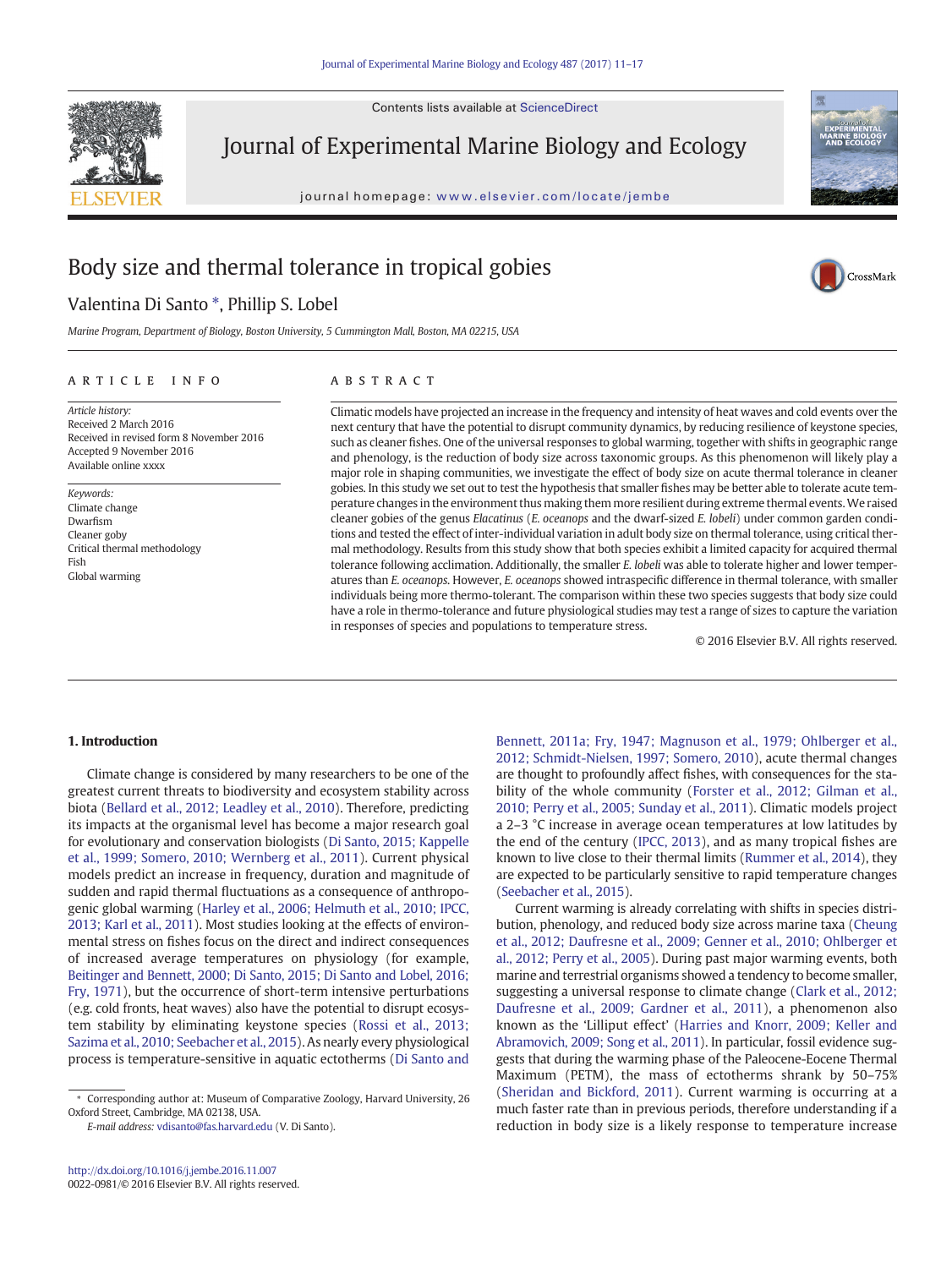Contents lists available at ScienceDirect

# Journal of Experimental Marine Biology and Ecology

journal homepage: www.elsevier.com/locate/jembe

# Body size and thermal tolerance in tropical gobies

Valentina Di Santo *, Phillip S. Lobel

*Marine Program, Department of Biology, Boston University, 5 Cummington Mall, Boston, MA 02215, USA*

## ARTICLE INFO

*Article history:*
Received 2 March 2016
Received in revised form 8 November 2016
Accepted 9 November 2016
Available online xxxx

*Keywords:*
Climate change
Dwarfism
Cleaner goby
Critical thermal methodology
Fish
Global warming

## ABSTRACT

Climatic models have projected an increase in the frequency and intensity of heat waves and cold events over the next century that have the potential to disrupt community dynamics, by reducing resilience of keystone species, such as cleaner fishes. One of the universal responses to global warming, together with shifts in geographic range and phenology, is the reduction of body size across taxonomic groups. As this phenomenon will likely play a major role in shaping communities, we investigate the effect of body size on acute thermal tolerance in cleaner gobies. In this study we set out to test the hypothesis that smaller fishes may be better able to tolerate acute temperature changes in the environment thus making them more resilient during extreme thermal events. We raised cleaner gobies of the genus *Elacatinus* (*E. oceanops* and the dwarf-sized *E. lobeli*) under common garden conditions and tested the effect of inter-individual variation in adult body size on thermal tolerance, using critical thermal methodology. Results from this study show that both species exhibit a limited capacity for acquired thermal tolerance following acclimation. Additionally, the smaller *E. lobeli* was able to tolerate higher and lower temperatures than *E. oceanops*. However, *E. oceanops* showed intraspecific difference in thermal tolerance, with smaller individuals being more thermo-tolerant. The comparison within these two species suggests that body size could have a role in thermo-tolerance and future physiological studies may test a range of sizes to capture the variation in responses of species and populations to temperature stress.

© 2016 Elsevier B.V. All rights reserved.

## 1. Introduction

Climate change is considered by many researchers to be one of the greatest current threats to biodiversity and ecosystem stability across biota (Bellard et al., 2012; Leadley et al., 2010). Therefore, predicting its impacts at the organismal level has become a major research goal for evolutionary and conservation biologists (Di Santo, 2015; Kappelle et al., 1999; Somero, 2010; Wernberg et al., 2011). Current physical models predict an increase in frequency, duration and magnitude of sudden and rapid thermal fluctuations as a consequence of anthropogenic global warming (Harley et al., 2006; Helmuth et al., 2010; IPCC, 2013; Karl et al., 2011). Most studies looking at the effects of environmental stress on fishes focus on the direct and indirect consequences of increased average temperatures on physiology (for example, Beitinger and Bennett, 2000; Di Santo, 2015; Di Santo and Lobel, 2016; Fry, 1971), but the occurrence of short-term intensive perturbations (e.g. cold fronts, heat waves) also have the potential to disrupt ecosystem stability by eliminating keystone species (Rossi et al., 2013; Sazima et al., 2010; Seebacher et al., 2015). As nearly every physiological process is temperature-sensitive in aquatic ectotherms (Di Santo and Bennett, 2011a; Fry, 1947; Magnuson et al., 1979; Ohlberger et al., 2012; Schmidt-Nielsen, 1997; Somero, 2010), acute thermal changes are thought to profoundly affect fishes, with consequences for the stability of the whole community (Forster et al., 2012; Gilman et al., 2010; Perry et al., 2005; Sunday et al., 2011). Climatic models project a 2–3 °C increase in average ocean temperatures at low latitudes by the end of the century (IPCC, 2013), and as many tropical fishes are known to live close to their thermal limits (Rummer et al., 2014), they are expected to be particularly sensitive to rapid temperature changes (Seebacher et al., 2015).

Current warming is already correlating with shifts in species distribution, phenology, and reduced body size across marine taxa (Cheung et al., 2012; Daufresne et al., 2009; Genner et al., 2010; Ohlberger et al., 2012; Perry et al., 2005). During past major warming events, both marine and terrestrial organisms showed a tendency to become smaller, suggesting a universal response to climate change (Clark et al., 2012; Daufresne et al., 2009; Gardner et al., 2011), a phenomenon also known as the 'Lilliput effect' (Harries and Knorr, 2009; Keller and Abramovich, 2009; Song et al., 2011). In particular, fossil evidence suggests that during the warming phase of the Paleocene-Eocene Thermal Maximum (PETM), the mass of ectotherms shrank by 50–75% (Sheridan and Bickford, 2011). Current warming is occurring at a much faster rate than in previous periods, therefore understanding if a reduction in body size is a likely response to temperature increase

* Corresponding author at: Museum of Comparative Zoology, Harvard University, 26 Oxford Street, Cambridge, MA 02138, USA.
E-mail address: vdisanto@fas.harvard.edu (V. Di Santo).

http://dx.doi.org/10.1016/j.jembe.2016.11.007
0022-0981/© 2016 Elsevier B.V. All rights reserved.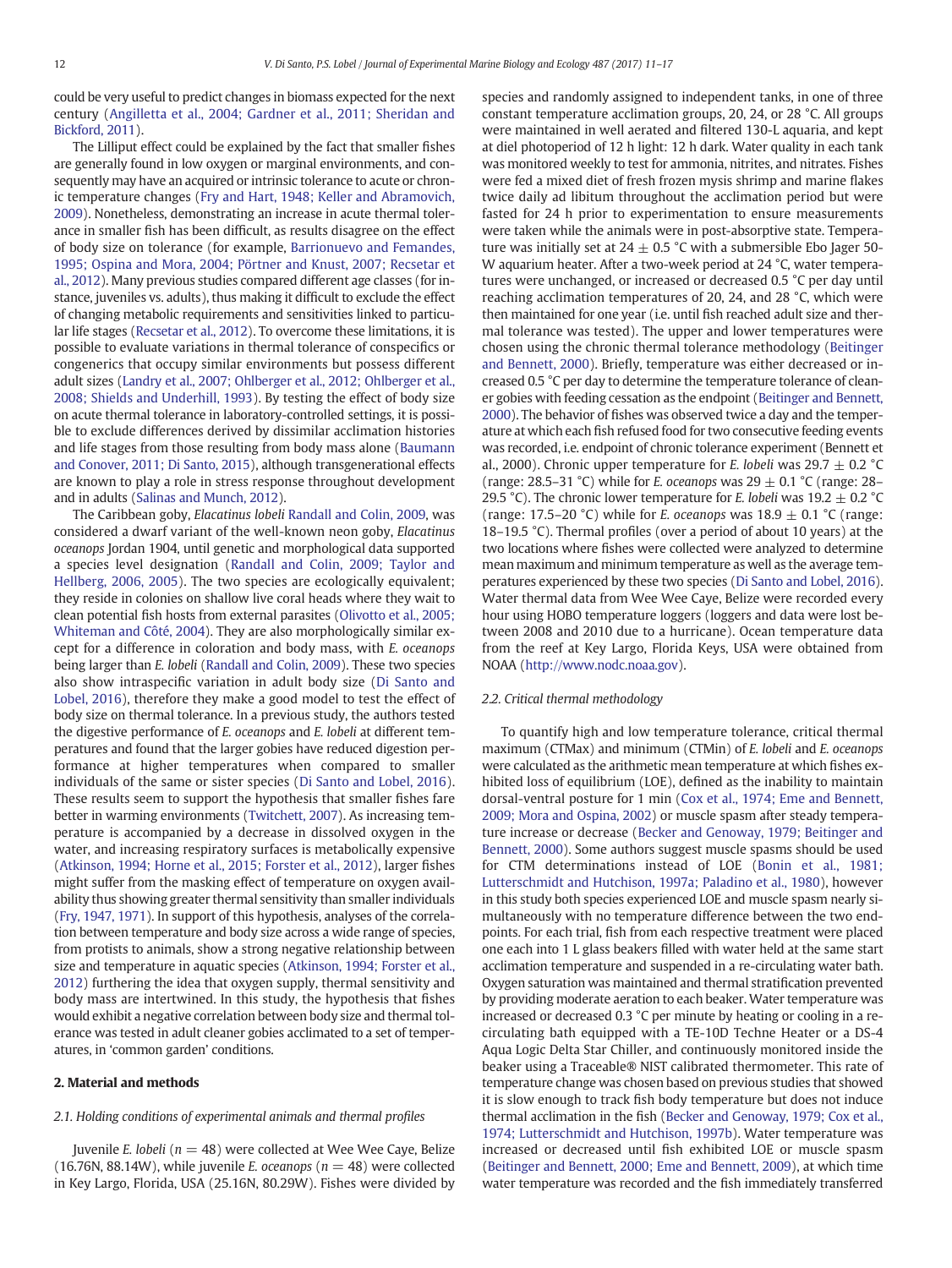could be very useful to predict changes in biomass expected for the next century (Angilletta et al., 2004; Gardner et al., 2011; Sheridan and Bickford, 2011).

The Lilliput effect could be explained by the fact that smaller fishes are generally found in low oxygen or marginal environments, and consequently may have an acquired or intrinsic tolerance to acute or chronic temperature changes (Fry and Hart, 1948; Keller and Abramovich, 2009). Nonetheless, demonstrating an increase in acute thermal tolerance in smaller fish has been difficult, as results disagree on the effect of body size on tolerance (for example, Barrionuevo and Femandes, 1995; Ospina and Mora, 2004; Pörtner and Knust, 2007; Recsetar et al., 2012). Many previous studies compared different age classes (for instance, juveniles vs. adults), thus making it difficult to exclude the effect of changing metabolic requirements and sensitivities linked to particular life stages (Recsetar et al., 2012). To overcome these limitations, it is possible to evaluate variations in thermal tolerance of conspecifics or congenerics that occupy similar environments but possess different adult sizes (Landry et al., 2007; Ohlberger et al., 2012; Ohlberger et al., 2008; Shields and Underhill, 1993). By testing the effect of body size on acute thermal tolerance in laboratory-controlled settings, it is possible to exclude differences derived by dissimilar acclimation histories and life stages from those resulting from body mass alone (Baumann and Conover, 2011; Di Santo, 2015), although transgenerational effects are known to play a role in stress response throughout development and in adults (Salinas and Munch, 2012).

The Caribbean goby, *Elacatinus lobeli* Randall and Colin, 2009, was considered a dwarf variant of the well-known neon goby, *Elacatinus oceanops* Jordan 1904, until genetic and morphological data supported a species level designation (Randall and Colin, 2009; Taylor and Hellberg, 2006, 2005). The two species are ecologically equivalent; they reside in colonies on shallow live coral heads where they wait to clean potential fish hosts from external parasites (Olivotto et al., 2005; Whiteman and Côté, 2004). They are also morphologically similar except for a difference in coloration and body mass, with *E. oceanops* being larger than *E. lobeli* (Randall and Colin, 2009). These two species also show intraspecific variation in adult body size (Di Santo and Lobel, 2016), therefore they make a good model to test the effect of body size on thermal tolerance. In a previous study, the authors tested the digestive performance of *E. oceanops* and *E. lobeli* at different temperatures and found that the larger gobies have reduced digestion performance at higher temperatures when compared to smaller individuals of the same or sister species (Di Santo and Lobel, 2016). These results seem to support the hypothesis that smaller fishes fare better in warming environments (Twitchett, 2007). As increasing temperature is accompanied by a decrease in dissolved oxygen in the water, and increasing respiratory surfaces is metabolically expensive (Atkinson, 1994; Horne et al., 2015; Forster et al., 2012), larger fishes might suffer from the masking effect of temperature on oxygen availability thus showing greater thermal sensitivity than smaller individuals (Fry, 1947, 1971). In support of this hypothesis, analyses of the correlation between temperature and body size across a wide range of species, from protists to animals, show a strong negative relationship between size and temperature in aquatic species (Atkinson, 1994; Forster et al., 2012) furthering the idea that oxygen supply, thermal sensitivity and body mass are intertwined. In this study, the hypothesis that fishes would exhibit a negative correlation between body size and thermal tolerance was tested in adult cleaner gobies acclimated to a set of temperatures, in 'common garden' conditions.

## 2. Material and methods

### 2.1. Holding conditions of experimental animals and thermal profiles

Juvenile *E. lobeli* ($n = 48$) were collected at Wee Wee Caye, Belize (16.76N, 88.14W), while juvenile *E. oceanops* ($n = 48$) were collected in Key Largo, Florida, USA (25.16N, 80.29W). Fishes were divided by species and randomly assigned to independent tanks, in one of three constant temperature acclimation groups, 20, 24, or 28 °C. All groups were maintained in well aerated and filtered 130-L aquaria, and kept at diel photoperiod of 12 h light: 12 h dark. Water quality in each tank was monitored weekly to test for ammonia, nitrites, and nitrates. Fishes were fed a mixed diet of fresh frozen mysis shrimp and marine flakes twice daily ad libitum throughout the acclimation period but were fasted for 24 h prior to experimentation to ensure measurements were taken while the animals were in post-absorptive state. Temperature was initially set at 24 ± 0.5 °C with a submersible Ebo Jager 50-W aquarium heater. After a two-week period at 24 °C, water temperatures were unchanged, or increased or decreased 0.5 °C per day until reaching acclimation temperatures of 20, 24, and 28 °C, which were then maintained for one year (i.e. until fish reached adult size and thermal tolerance was tested). The upper and lower temperatures were chosen using the chronic thermal tolerance methodology (Beitinger and Bennett, 2000). Briefly, temperature was either decreased or increased 0.5 °C per day to determine the temperature tolerance of cleaner gobies with feeding cessation as the endpoint (Beitinger and Bennett, 2000). The behavior of fishes was observed twice a day and the temperature at which each fish refused food for two consecutive feeding events was recorded, i.e. endpoint of chronic tolerance experiment (Bennett et al., 2000). Chronic upper temperature for *E. lobeli* was 29.7 ± 0.2 °C (range: 28.5–31 °C) while for *E. oceanops* was 29 ± 0.1 °C (range: 28–29.5 °C). The chronic lower temperature for *E. lobeli* was 19.2 ± 0.2 °C (range: 17.5–20 °C) while for *E. oceanops* was 18.9 ± 0.1 °C (range: 18–19.5 °C). Thermal profiles (over a period of about 10 years) at the two locations where fishes were collected were analyzed to determine mean maximum and minimum temperature as well as the average temperatures experienced by these two species (Di Santo and Lobel, 2016). Water thermal data from Wee Wee Caye, Belize were recorded every hour using HOBO temperature loggers (loggers and data were lost between 2008 and 2010 due to a hurricane). Ocean temperature data from the reef at Key Largo, Florida Keys, USA were obtained from NOAA (http://www.nodc.noaa.gov).

### 2.2. Critical thermal methodology

To quantify high and low temperature tolerance, critical thermal maximum (CTMax) and minimum (CTMin) of *E. lobeli* and *E. oceanops* were calculated as the arithmetic mean temperature at which fishes exhibited loss of equilibrium (LOE), defined as the inability to maintain dorsal-ventral posture for 1 min (Cox et al., 1974; Eme and Bennett, 2009; Mora and Ospina, 2002) or muscle spasm after steady temperature increase or decrease (Becker and Genoway, 1979; Beitinger and Bennett, 2000). Some authors suggest muscle spasms should be used for CTM determinations instead of LOE (Bonin et al., 1981; Lutterschmidt and Hutchison, 1997a; Paladino et al., 1980), however in this study both species experienced LOE and muscle spasm nearly simultaneously with no temperature difference between the two endpoints. For each trial, fish from each respective treatment were placed one each into 1 L glass beakers filled with water held at the same start acclimation temperature and suspended in a re-circulating water bath. Oxygen saturation was maintained and thermal stratification prevented by providing moderate aeration to each beaker. Water temperature was increased or decreased 0.3 °C per minute by heating or cooling in a re-circulating bath equipped with a TE-10D Techne Heater or a DS-4 Aqua Logic Delta Star Chiller, and continuously monitored inside the beaker using a Traceable® NIST calibrated thermometer. This rate of temperature change was chosen based on previous studies that showed it is slow enough to track fish body temperature but does not induce thermal acclimation in the fish (Becker and Genoway, 1979; Cox et al., 1974; Lutterschmidt and Hutchison, 1997b). Water temperature was increased or decreased until fish exhibited LOE or muscle spasm (Beitinger and Bennett, 2000; Eme and Bennett, 2009), at which time water temperature was recorded and the fish immediately transferred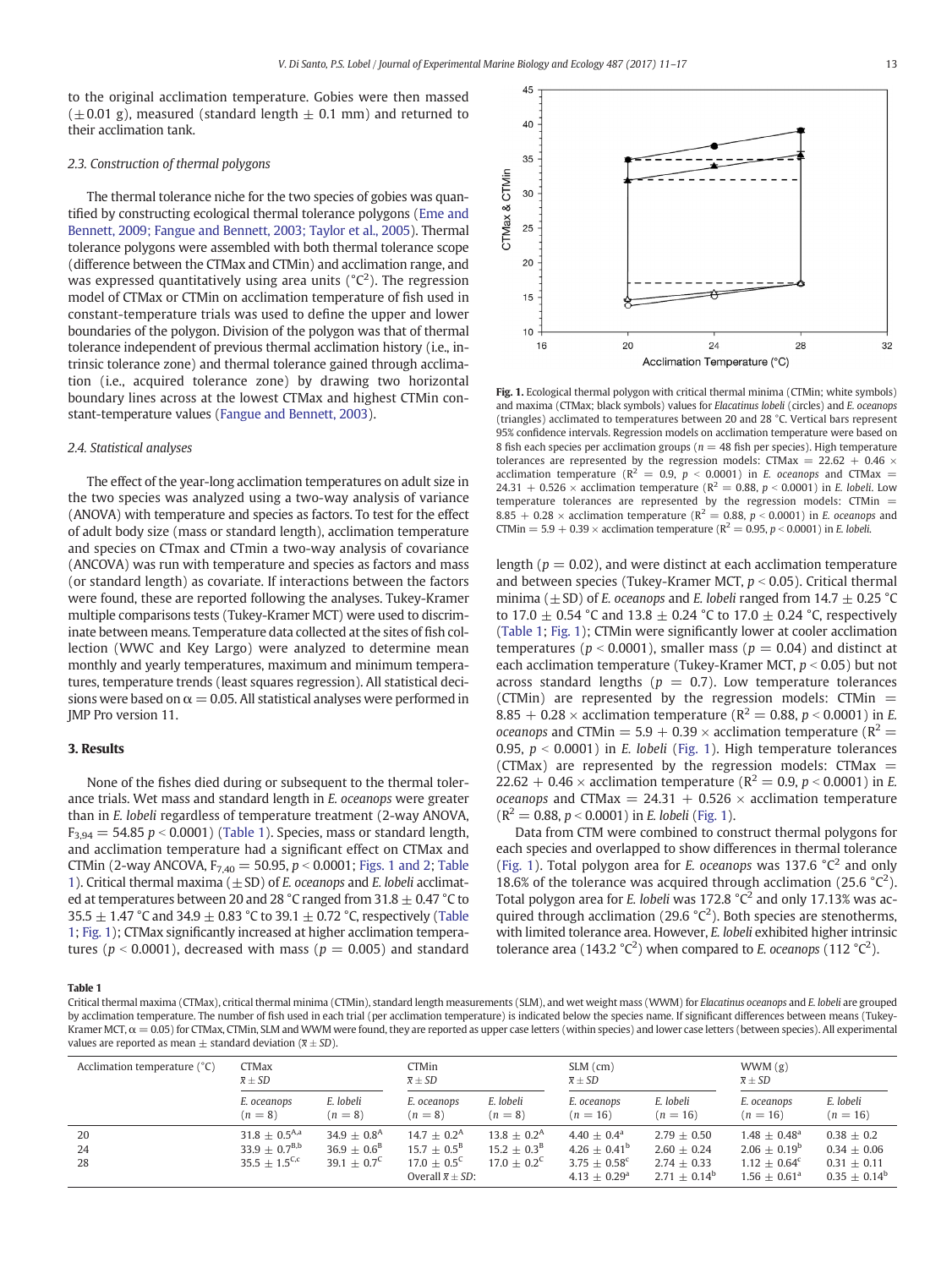to the original acclimation temperature. Gobies were then massed (±0.01 g), measured (standard length ± 0.1 mm) and returned to their acclimation tank.

### 2.3. Construction of thermal polygons

The thermal tolerance niche for the two species of gobies was quantified by constructing ecological thermal tolerance polygons (Eme and Bennett, 2009; Fangue and Bennett, 2003; Taylor et al., 2005). Thermal tolerance polygons were assembled with both thermal tolerance scope (difference between the CTMax and CTMin) and acclimation range, and was expressed quantitatively using area units (°C$^2$). The regression model of CTMax or CTMin on acclimation temperature of fish used in constant-temperature trials was used to define the upper and lower boundaries of the polygon. Division of the polygon was that of thermal tolerance independent of previous thermal acclimation history (i.e., intrinsic tolerance zone) and thermal tolerance gained through acclimation (i.e., acquired tolerance zone) by drawing two horizontal boundary lines across at the lowest CTMax and highest CTMin constant-temperature values (Fangue and Bennett, 2003).

### 2.4. Statistical analyses

The effect of the year-long acclimation temperatures on adult size in the two species was analyzed using a two-way analysis of variance (ANOVA) with temperature and species as factors. To test for the effect of adult body size (mass or standard length), acclimation temperature and species on CTmax and CTmin a two-way analysis of covariance (ANCOVA) was run with temperature and species as factors and mass (or standard length) as covariate. If interactions between the factors were found, these are reported following the analyses. Tukey-Kramer multiple comparisons tests (Tukey-Kramer MCT) were used to discriminate between means. Temperature data collected at the sites of fish collection (WWC and Key Largo) were analyzed to determine mean monthly and yearly temperatures, maximum and minimum temperatures, temperature trends (least squares regression). All statistical decisions were based on $\alpha = 0.05$. All statistical analyses were performed in JMP Pro version 11.

## 3. Results

None of the fishes died during or subsequent to the thermal tolerance trials. Wet mass and standard length in *E. oceanops* were greater than in *E. lobeli* regardless of temperature treatment (2-way ANOVA, $F_{3,94} = 54.85$ $p < 0.0001$) (Table 1). Species, mass or standard length, and acclimation temperature had a significant effect on CTMax and CTMin (2-way ANCOVA, $F_{7,40} = 50.95$, $p < 0.0001$; Figs. 1 and 2; Table 1). Critical thermal maxima (±SD) of *E. oceanops* and *E. lobeli* acclimated at temperatures between 20 and 28 °C ranged from 31.8 ± 0.47 °C to 35.5 ± 1.47 °C and 34.9 ± 0.83 °C to 39.1 ± 0.72 °C, respectively (Table 1; Fig. 1); CTMax significantly increased at higher acclimation temperatures ($p < 0.0001$), decreased with mass ($p = 0.005$) and standard length ($p = 0.02$), and were distinct at each acclimation temperature and between species (Tukey-Kramer MCT, $p < 0.05$). Critical thermal minima (±SD) of *E. oceanops* and *E. lobeli* ranged from 14.7 ± 0.25 °C to 17.0 ± 0.54 °C and 13.8 ± 0.24 °C to 17.0 ± 0.24 °C, respectively (Table 1; Fig. 1); CTMin were significantly lower at cooler acclimation temperatures ($p < 0.0001$), smaller mass ($p = 0.04$) and distinct at each acclimation temperature (Tukey-Kramer MCT, $p < 0.05$) but not across standard lengths ($p = 0.7$). Low temperature tolerances (CTMin) are represented by the regression models: CTMin = 8.85 + 0.28 × acclimation temperature ($R^2 = 0.88$, $p < 0.0001$) in *E. oceanops* and CTMin = 5.9 + 0.39 × acclimation temperature ($R^2 = 0.95$, $p < 0.0001$) in *E. lobeli* (Fig. 1). High temperature tolerances (CTMax) are represented by the regression models: CTMax = 22.62 + 0.46 × acclimation temperature ($R^2 = 0.9$, $p < 0.0001$) in *E. oceanops* and CTMax = 24.31 + 0.526 × acclimation temperature ($R^2 = 0.88$, $p < 0.0001$) in *E. lobeli* (Fig. 1).

Data from CTM were combined to construct thermal polygons for each species and overlapped to show differences in thermal tolerance (Fig. 1). Total polygon area for *E. oceanops* was 137.6 °C$^2$ and only 18.6% of the tolerance was acquired through acclimation (25.6 °C$^2$). Total polygon area for *E. lobeli* was 172.8 °C$^2$ and only 17.13% was acquired through acclimation (29.6 °C$^2$). Both species are stenotherms, with limited tolerance area. However, *E. lobeli* exhibited higher intrinsic tolerance area (143.2 °C$^2$) when compared to *E. oceanops* (112 °C$^2$).

**Fig. 1.** Ecological thermal polygon with critical thermal minima (CTMin; white symbols) and maxima (CTMax; black symbols) values for *Elacatinus lobeli* (circles) and *E. oceanops* (triangles) acclimated to temperatures between 20 and 28 °C. Vertical bars represent 95% confidence intervals. Regression models on acclimation temperature were based on 8 fish each species per acclimation groups ($n = 48$ fish per species). High temperature tolerances are represented by the regression models: CTMax = 22.62 + 0.46 × acclimation temperature ($R^2 = 0.9$, $p < 0.0001$) in *E. oceanops* and CTMax = 24.31 + 0.526 × acclimation temperature ($R^2 = 0.88$, $p < 0.0001$) in *E. lobeli*. Low temperature tolerances are represented by the regression models: CTMin = 8.85 + 0.28 × acclimation temperature ($R^2 = 0.88$, $p < 0.0001$) in *E. oceanops* and CTMin = 5.9 + 0.39 × acclimation temperature ($R^2 = 0.95$, $p < 0.0001$) in *E. lobeli*.

**Table 1**
Critical thermal maxima (CTMax), critical thermal minima (CTMin), standard length measurements (SLM), and wet weight mass (WWM) for *Elacatinus oceanops* and *E. lobeli* are grouped by acclimation temperature. The number of fish used in each trial (per acclimation temperature) is indicated below the species name. If significant differences between means (Tukey-Kramer MCT, $\alpha = 0.05$) for CTMax, CTMin, SLM and WWM were found, they are reported as upper case letters (within species) and lower case letters (between species). All experimental values are reported as mean ± standard deviation ($\bar{x} \pm SD$).

| Acclimation temperature (°C) | CTMax $\bar{x} \pm SD$ | | CTMin $\bar{x} \pm SD$ | | SLM (cm) $\bar{x} \pm SD$ | | WWM (g) $\bar{x} \pm SD$ | |
|---|---|---|---|---|---|---|---|---|
| | *E. oceanops* ($n = 8$) | *E. lobeli* ($n = 8$) | *E. oceanops* ($n = 8$) | *E. lobeli* ($n = 8$) | *E. oceanops* ($n = 16$) | *E. lobeli* ($n = 16$) | *E. oceanops* ($n = 16$) | *E. lobeli* ($n = 16$) |
| 20 | 31.8 ± 0.5$^{A,a}$ | 34.9 ± 0.8$^{A}$ | 14.7 ± 0.2$^{A}$ | 13.8 ± 0.2$^{A}$ | 4.40 ± 0.4$^{a}$ | 2.79 ± 0.50 | 1.48 ± 0.48$^{a}$ | 0.38 ± 0.2 |
| 24 | 33.9 ± 0.7$^{B,b}$ | 36.9 ± 0.6$^{B}$ | 15.7 ± 0.5$^{B}$ | 15.2 ± 0.3$^{B}$ | 4.26 ± 0.41$^{b}$ | 2.60 ± 0.24 | 2.06 ± 0.19$^{b}$ | 0.34 ± 0.06 |
| 28 | 35.5 ± 1.5$^{C,c}$ | 39.1 ± 0.7$^{C}$ | 17.0 ± 0.5$^{C}$ | 17.0 ± 0.2$^{C}$ | 3.75 ± 0.58$^{c}$ | 2.74 ± 0.33 | 1.12 ± 0.64$^{c}$ | 0.31 ± 0.11 |
| | | | Overall $\bar{x} \pm SD$: | | 4.13 ± 0.29$^{a}$ | 2.71 ± 0.14$^{b}$ | 1.56 ± 0.61$^{a}$ | 0.35 ± 0.14$^{b}$ |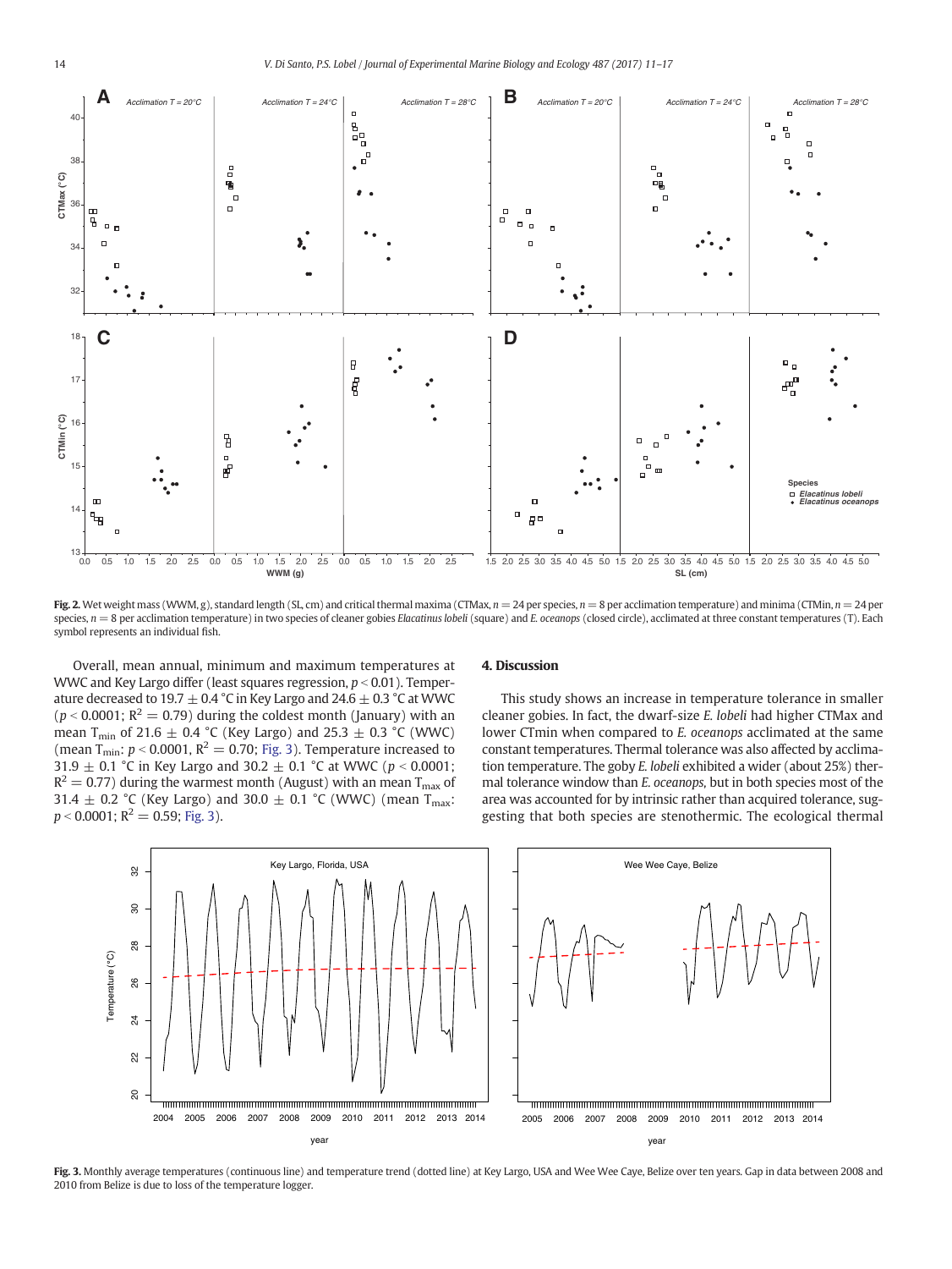**Fig. 2.** Wet weight mass (WWM, g), standard length (SL, cm) and critical thermal maxima (CTMax, $n = 24$ per species, $n = 8$ per acclimation temperature) and minima (CTMin, $n = 24$ per species, $n = 8$ per acclimation temperature) in two species of cleaner gobies *Elacatinus lobeli* (square) and *E. oceanops* (closed circle), acclimated at three constant temperatures (T). Each symbol represents an individual fish.

Overall, mean annual, minimum and maximum temperatures at WWC and Key Largo differ (least squares regression, $p < 0.01$). Temperature decreased to 19.7 ± 0.4 °C in Key Largo and 24.6 ± 0.3 °C at WWC ($p < 0.0001$; $R^2 = 0.79$) during the coldest month (January) with an mean $T_{min}$ of 21.6 ± 0.4 °C (Key Largo) and 25.3 ± 0.3 °C (WWC) (mean $T_{min}$: $p < 0.0001$, $R^2 = 0.70$; Fig. 3). Temperature increased to 31.9 ± 0.1 °C in Key Largo and 30.2 ± 0.1 °C at WWC ($p < 0.0001$; $R^2 = 0.77$) during the warmest month (August) with an mean $T_{max}$ of 31.4 ± 0.2 °C (Key Largo) and 30.0 ± 0.1 °C (WWC) (mean $T_{max}$: $p < 0.0001$; $R^2 = 0.59$; Fig. 3).

## 4. Discussion

This study shows an increase in temperature tolerance in smaller cleaner gobies. In fact, the dwarf-size *E. lobeli* had higher CTMax and lower CTmin when compared to *E. oceanops* acclimated at the same constant temperatures. Thermal tolerance was also affected by acclimation temperature. The goby *E. lobeli* exhibited a wider (about 25%) thermal tolerance window than *E. oceanops*, but in both species most of the area was accounted for by intrinsic rather than acquired tolerance, suggesting that both species are stenothermic. The ecological thermal

**Fig. 3.** Monthly average temperatures (continuous line) and temperature trend (dotted line) at Key Largo, USA and Wee Wee Caye, Belize over ten years. Gap in data between 2008 and 2010 from Belize is due to loss of the temperature logger.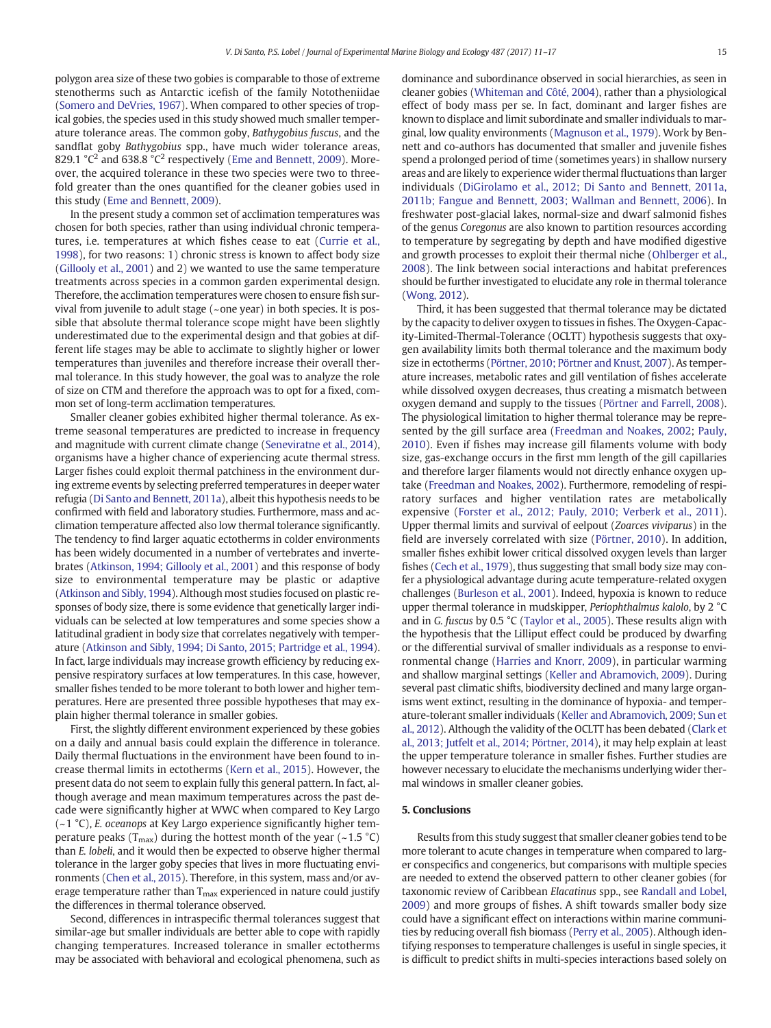polygon area size of these two gobies is comparable to those of extreme stenotherms such as Antarctic icefish of the family Nototheniidae (Somero and DeVries, 1967). When compared to other species of tropical gobies, the species used in this study showed much smaller temperature tolerance areas. The common goby, *Bathygobius fuscus*, and the sandflat goby *Bathygobius* spp., have much wider tolerance areas, 829.1 °C$^2$ and 638.8 °C$^2$ respectively (Eme and Bennett, 2009). Moreover, the acquired tolerance in these two species were two to three-fold greater than the ones quantified for the cleaner gobies used in this study (Eme and Bennett, 2009).

In the present study a common set of acclimation temperatures was chosen for both species, rather than using individual chronic temperatures, i.e. temperatures at which fishes cease to eat (Currie et al., 1998), for two reasons: 1) chronic stress is known to affect body size (Gillooly et al., 2001) and 2) we wanted to use the same temperature treatments across species in a common garden experimental design. Therefore, the acclimation temperatures were chosen to ensure fish survival from juvenile to adult stage (~one year) in both species. It is possible that absolute thermal tolerance scope might have been slightly underestimated due to the experimental design and that gobies at different life stages may be able to acclimate to slightly higher or lower temperatures than juveniles and therefore increase their overall thermal tolerance. In this study however, the goal was to analyze the role of size on CTM and therefore the approach was to opt for a fixed, common set of long-term acclimation temperatures.

Smaller cleaner gobies exhibited higher thermal tolerance. As extreme seasonal temperatures are predicted to increase in frequency and magnitude with current climate change (Seneviratne et al., 2014), organisms have a higher chance of experiencing acute thermal stress. Larger fishes could exploit thermal patchiness in the environment during extreme events by selecting preferred temperatures in deeper water refugia (Di Santo and Bennett, 2011a), albeit this hypothesis needs to be confirmed with field and laboratory studies. Furthermore, mass and acclimation temperature affected also low thermal tolerance significantly. The tendency to find larger aquatic ectotherms in colder environments has been widely documented in a number of vertebrates and invertebrates (Atkinson, 1994; Gillooly et al., 2001) and this response of body size to environmental temperature may be plastic or adaptive (Atkinson and Sibly, 1994). Although most studies focused on plastic responses of body size, there is some evidence that genetically larger individuals can be selected at low temperatures and some species show a latitudinal gradient in body size that correlates negatively with temperature (Atkinson and Sibly, 1994; Di Santo, 2015; Partridge et al., 1994). In fact, large individuals may increase growth efficiency by reducing expensive respiratory surfaces at low temperatures. In this case, however, smaller fishes tended to be more tolerant to both lower and higher temperatures. Here are presented three possible hypotheses that may explain higher thermal tolerance in smaller gobies.

First, the slightly different environment experienced by these gobies on a daily and annual basis could explain the difference in tolerance. Daily thermal fluctuations in the environment have been found to increase thermal limits in ectotherms (Kern et al., 2015). However, the present data do not seem to explain fully this general pattern. In fact, although average and mean maximum temperatures across the past decade were significantly higher at WWC when compared to Key Largo (~1 °C), *E. oceanops* at Key Largo experience significantly higher temperature peaks ($T_{max}$) during the hottest month of the year (~1.5 °C) than *E. lobeli*, and it would then be expected to observe higher thermal tolerance in the larger goby species that lives in more fluctuating environments (Chen et al., 2015). Therefore, in this system, mass and/or average temperature rather than $T_{max}$ experienced in nature could justify the differences in thermal tolerance observed.

Second, differences in intraspecific thermal tolerances suggest that similar-age but smaller individuals are better able to cope with rapidly changing temperatures. Increased tolerance in smaller ectotherms may be associated with behavioral and ecological phenomena, such as dominance and subordinance observed in social hierarchies, as seen in cleaner gobies (Whiteman and Côté, 2004), rather than a physiological effect of body mass per se. In fact, dominant and larger fishes are known to displace and limit subordinate and smaller individuals to marginal, low quality environments (Magnuson et al., 1979). Work by Bennett and co-authors has documented that smaller and juvenile fishes spend a prolonged period of time (sometimes years) in shallow nursery areas and are likely to experience wider thermal fluctuations than larger individuals (DiGirolamo et al., 2012; Di Santo and Bennett, 2011a, 2011b; Fangue and Bennett, 2003; Wallman and Bennett, 2006). In freshwater post-glacial lakes, normal-size and dwarf salmonid fishes of the genus *Coregonus* are also known to partition resources according to temperature by segregating by depth and have modified digestive and growth processes to exploit their thermal niche (Ohlberger et al., 2008). The link between social interactions and habitat preferences should be further investigated to elucidate any role in thermal tolerance (Wong, 2012).

Third, it has been suggested that thermal tolerance may be dictated by the capacity to deliver oxygen to tissues in fishes. The Oxygen-Capacity-Limited-Thermal-Tolerance (OCLTT) hypothesis suggests that oxygen availability limits both thermal tolerance and the maximum body size in ectotherms (Pörtner, 2010; Pörtner and Knust, 2007). As temperature increases, metabolic rates and gill ventilation of fishes accelerate while dissolved oxygen decreases, thus creating a mismatch between oxygen demand and supply to the tissues (Pörtner and Farrell, 2008). The physiological limitation to higher thermal tolerance may be represented by the gill surface area (Freedman and Noakes, 2002; Pauly, 2010). Even if fishes may increase gill filaments volume with body size, gas-exchange occurs in the first mm length of the gill capillaries and therefore larger filaments would not directly enhance oxygen uptake (Freedman and Noakes, 2002). Furthermore, remodeling of respiratory surfaces and higher ventilation rates are metabolically expensive (Forster et al., 2012; Pauly, 2010; Verberk et al., 2011). Upper thermal limits and survival of eelpout (*Zoarces viviparus*) in the field are inversely correlated with size (Pörtner, 2010). In addition, smaller fishes exhibit lower critical dissolved oxygen levels than larger fishes (Cech et al., 1979), thus suggesting that small body size may confer a physiological advantage during acute temperature-related oxygen challenges (Burleson et al., 2001). Indeed, hypoxia is known to reduce upper thermal tolerance in mudskipper, *Periophthalmus kalolo*, by 2 °C and in *G. fuscus* by 0.5 °C (Taylor et al., 2005). These results align with the hypothesis that the Lilliput effect could be produced by dwarfing or the differential survival of smaller individuals as a response to environmental change (Harries and Knorr, 2009), in particular warming and shallow marginal settings (Keller and Abramovich, 2009). During several past climatic shifts, biodiversity declined and many large organisms went extinct, resulting in the dominance of hypoxia- and temperature-tolerant smaller individuals (Keller and Abramovich, 2009; Sun et al., 2012). Although the validity of the OCLTT has been debated (Clark et al., 2013; Jutfelt et al., 2014; Pörtner, 2014), it may help explain at least the upper temperature tolerance in smaller fishes. Further studies are however necessary to elucidate the mechanisms underlying wider thermal windows in smaller cleaner gobies.

## 5. Conclusions

Results from this study suggest that smaller cleaner gobies tend to be more tolerant to acute changes in temperature when compared to larger conspecifics and congenerics, but comparisons with multiple species are needed to extend the observed pattern to other cleaner gobies (for taxonomic review of Caribbean *Elacatinus* spp., see Randall and Lobel, 2009) and more groups of fishes. A shift towards smaller body size could have a significant effect on interactions within marine communities by reducing overall fish biomass (Perry et al., 2005). Although identifying responses to temperature challenges is useful in single species, it is difficult to predict shifts in multi-species interactions based solely on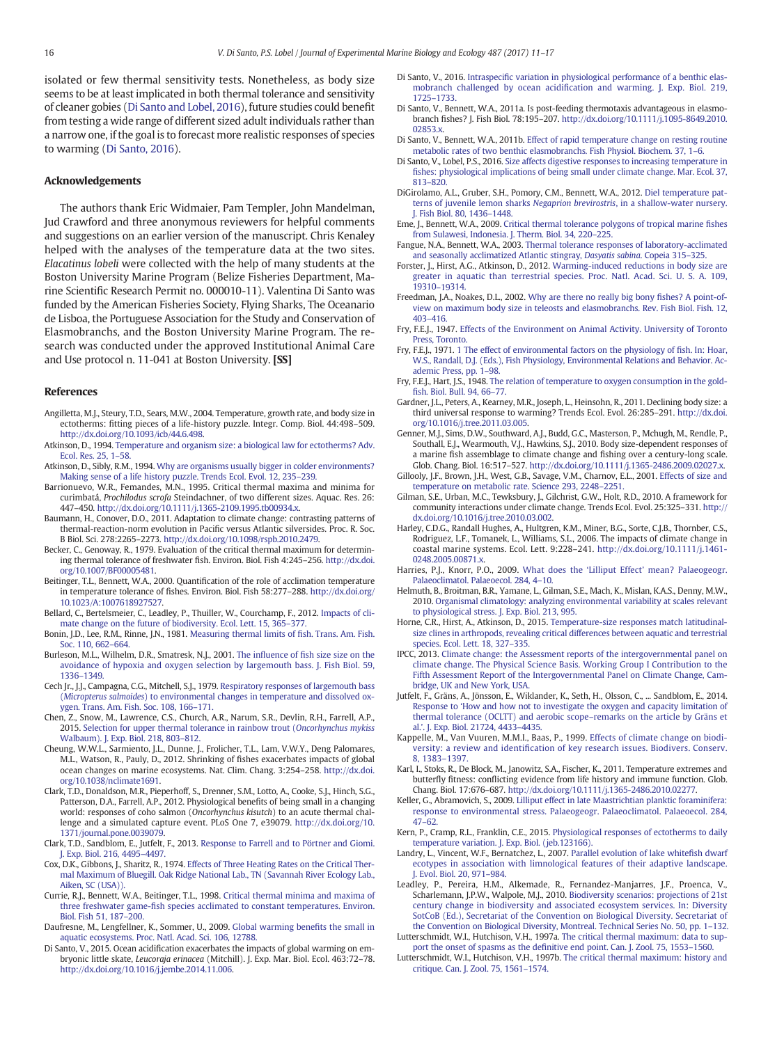isolated or few thermal sensitivity tests. Nonetheless, as body size seems to be at least implicated in both thermal tolerance and sensitivity of cleaner gobies (Di Santo and Lobel, 2016), future studies could benefit from testing a wide range of different sized adult individuals rather than a narrow one, if the goal is to forecast more realistic responses of species to warming (Di Santo, 2016).

## Acknowledgements

The authors thank Eric Widmaier, Pam Templer, John Mandelman, Jud Crawford and three anonymous reviewers for helpful comments and suggestions on an earlier version of the manuscript. Chris Kenaley helped with the analyses of the temperature data at the two sites. *Elacatinus lobeli* were collected with the help of many students at the Boston University Marine Program (Belize Fisheries Department, Marine Scientific Research Permit no. 000010-11). Valentina Di Santo was funded by the American Fisheries Society, Flying Sharks, The Oceanario de Lisboa, the Portuguese Association for the Study and Conservation of Elasmobranchs, and the Boston University Marine Program. The research was conducted under the approved Institutional Animal Care and Use protocol n. 11-041 at Boston University. **[SS]**

## References

Angilletta, M.J., Steury, T.D., Sears, M.W., 2004. Temperature, growth rate, and body size in ectotherms: fitting pieces of a life-history puzzle. Integr. Comp. Biol. 44:498–509. http://dx.doi.org/10.1093/icb/44.6.498.

Atkinson, D., 1994. Temperature and organism size: a biological law for ectotherms? Adv. Ecol. Res. 25, 1–58.

Atkinson, D., Sibly, R.M., 1994. Why are organisms usually bigger in colder environments? Making sense of a life history puzzle. Trends Ecol. Evol. 12, 235–239.

Barrionuevo, W.R., Femandes, M.N., 1995. Critical thermal maxima and minima for curimbatá, *Prochilodus scrofa* Steindachner, of two different sizes. Aquac. Res. 26: 447–450. http://dx.doi.org/10.1111/j.1365-2109.1995.tb00934.x.

Baumann, H., Conover, D.O., 2011. Adaptation to climate change: contrasting patterns of thermal-reaction-norm evolution in Pacific versus Atlantic silversides. Proc. R. Soc. B Biol. Sci. 278:2265–2273. http://dx.doi.org/10.1098/rspb.2010.2479.

Becker, C., Genoway, R., 1979. Evaluation of the critical thermal maximum for determining thermal tolerance of freshwater fish. Environ. Biol. Fish 4:245–256. http://dx.doi.org/10.1007/BF00005481.

Beitinger, T.L., Bennett, W.A., 2000. Quantification of the role of acclimation temperature in temperature tolerance of fishes. Environ. Biol. Fish 58:277–288. http://dx.doi.org/10.1023/A:1007618927527.

Bellard, C., Bertelsmeier, C., Leadley, P., Thuiller, W., Courchamp, F., 2012. Impacts of climate change on the future of biodiversity. Ecol. Lett. 15, 365–377.

Bonin, J.D., Lee, R.M., Rinne, J.N., 1981. Measuring thermal limits of fish. Trans. Am. Fish. Soc. 110, 662–664.

Burleson, M.L., Wilhelm, D.R., Smatresk, N.J., 2001. The influence of fish size size on the avoidance of hypoxia and oxygen selection by largemouth bass. J. Fish Biol. 59, 1336–1349.

Cech Jr., J.J., Campagna, C.G., Mitchell, S.J., 1979. Respiratory responses of largemouth bass (*Micropterus salmoides*) to environmental changes in temperature and dissolved oxygen. Trans. Am. Fish. Soc. 108, 166–171.

Chen, Z., Snow, M., Lawrence, C.S., Church, A.R., Narum, S.R., Devlin, R.H., Farrell, A.P., 2015. Selection for upper thermal tolerance in rainbow trout (*Oncorhynchus mykiss* Walbaum). J. Exp. Biol. 218, 803–812.

Cheung, W.W.L., Sarmiento, J.L., Dunne, J., Frolicher, T.L., Lam, V.W.Y., Deng Palomares, M.L., Watson, R., Pauly, D., 2012. Shrinking of fishes exacerbates impacts of global ocean changes on marine ecosystems. Nat. Clim. Chang. 3:254–258. http://dx.doi.org/10.1038/nclimate1691.

Clark, T.D., Donaldson, M.R., Pieperhoff, S., Drenner, S.M., Lotto, A., Cooke, S.J., Hinch, S.G., Patterson, D.A., Farrell, A.P., 2012. Physiological benefits of being small in a changing world: responses of coho salmon (*Oncorhynchus kisutch*) to an acute thermal challenge and a simulated capture event. PLoS One 7, e39079. http://dx.doi.org/10.1371/journal.pone.0039079.

Clark, T.D., Sandblom, E., Jutfelt, F., 2013. Response to Farrell and to Pörtner and Giomi. J. Exp. Biol. 216, 4495–4497.

Cox, D.K., Gibbons, J., Sharitz, R., 1974. Effects of Three Heating Rates on the Critical Thermal Maximum of Bluegill. Oak Ridge National Lab., TN (Savannah River Ecology Lab., Aiken, SC (USA)).

Currie, R.J., Bennett, W.A., Beitinger, T.L., 1998. Critical thermal minima and maxima of three freshwater game-fish species acclimated to constant temperatures. Environ. Biol. Fish 51, 187–200.

Daufresne, M., Lengfellner, K., Sommer, U., 2009. Global warming benefits the small in aquatic ecosystems. Proc. Natl. Acad. Sci. 106, 12788.

Di Santo, V., 2015. Ocean acidification exacerbates the impacts of global warming on embryonic little skate, *Leucoraja erinacea* (Mitchill). J. Exp. Mar. Biol. Ecol. 463:72–78. http://dx.doi.org/10.1016/j.jembe.2014.11.006.

Di Santo, V., 2016. Intraspecific variation in physiological performance of a benthic elasmobranch challenged by ocean acidification and warming. J. Exp. Biol. 219, 1725–1733.

Di Santo, V., Bennett, W.A., 2011a. Is post-feeding thermotaxis advantageous in elasmobranch fishes? J. Fish Biol. 78:195–207. http://dx.doi.org/10.1111/j.1095-8649.2010.02853.x.

Di Santo, V., Bennett, W.A., 2011b. Effect of rapid temperature change on resting routine metabolic rates of two benthic elasmobranchs. Fish Physiol. Biochem. 37, 1–6.

Di Santo, V., Lobel, P.S., 2016. Size affects digestive responses to increasing temperature in fishes: physiological implications of being small under climate change. Mar. Ecol. 37, 813–820.

DiGirolamo, A.L., Gruber, S.H., Pomory, C.M., Bennett, W.A., 2012. Diel temperature patterns of juvenile lemon sharks *Negaprion brevirostris*, in a shallow-water nursery. J. Fish Biol. 80, 1436–1448.

Eme, J., Bennett, W.A., 2009. Critical thermal tolerance polygons of tropical marine fishes from Sulawesi, Indonesia. J. Therm. Biol. 34, 220–225.

Fangue, N.A., Bennett, W.A., 2003. Thermal tolerance responses of laboratory-acclimated and seasonally acclimatized Atlantic stingray, *Dasyatis sabina*. Copeia 315–325.

Forster, J., Hirst, A.G., Atkinson, D., 2012. Warming-induced reductions in body size are greater in aquatic than terrestrial species. Proc. Natl. Acad. Sci. U. S. A. 109, 19310–19314.

Freedman, J.A., Noakes, D.L., 2002. Why are there no really big bony fishes? A point-of-view on maximum body size in teleosts and elasmobranchs. Rev. Fish Biol. Fish. 12, 403–416.

Fry, F.E.J., 1947. Effects of the Environment on Animal Activity. University of Toronto Press, Toronto.

Fry, F.E.J., 1971. 1 The effect of environmental factors on the physiology of fish. In: Hoar, W.S., Randall, D.J. (Eds.), Fish Physiology, Environmental Relations and Behavior. Academic Press, pp. 1–98.

Fry, F.E.J., Hart, J.S., 1948. The relation of temperature to oxygen consumption in the goldfish. Biol. Bull. 94, 66–77.

Gardner, J.L., Peters, A., Kearney, M.R., Joseph, L., Heinsohn, R., 2011. Declining body size: a third universal response to warming? Trends Ecol. Evol. 26:285–291. http://dx.doi.org/10.1016/j.tree.2011.03.005.

Genner, M.J., Sims, D.W., Southward, A.J., Budd, G.C., Masterson, P., Mchugh, M., Rendle, P., Southall, E.J., Wearmouth, V.J., Hawkins, S.J., 2010. Body size-dependent responses of a marine fish assemblage to climate change and fishing over a century-long scale. Glob. Chang. Biol. 16:517–527. http://dx.doi.org/10.1111/j.1365-2486.2009.02027.x.

Gillooly, J.F., Brown, J.H., West, G.B., Savage, V.M., Charnov, E.L., 2001. Effects of size and temperature on metabolic rate. Science 293, 2248–2251.

Gilman, S.E., Urban, M.C., Tewksbury, J., Gilchrist, G.W., Holt, R.D., 2010. A framework for community interactions under climate change. Trends Ecol. Evol. 25:325–331. http://dx.doi.org/10.1016/j.tree.2010.03.002.

Harley, C.D.G., Randall Hughes, A., Hultgren, K.M., Miner, B.G., Sorte, C.J.B., Thornber, C.S., Rodriguez, L.F., Tomanek, L., Williams, S.L., 2006. The impacts of climate change in coastal marine systems. Ecol. Lett. 9:228–241. http://dx.doi.org/10.1111/j.1461-0248.2005.00871.x.

Harries, P.J., Knorr, P.O., 2009. What does the 'Lilliput Effect' mean? Palaeogeogr. Palaeoclimatol. Palaeoecol. 284, 4–10.

Helmuth, B., Broitman, B.R., Yamane, L., Gilman, S.E., Mach, K., Mislan, K.A.S., Denny, M.W., 2010. Organismal climatology: analyzing environmental variability at scales relevant to physiological stress. J. Exp. Biol. 213, 995.

Horne, C.R., Hirst, A., Atkinson, D., 2015. Temperature-size responses match latitudinal-size clines in arthropods, revealing critical differences between aquatic and terrestrial species. Ecol. Lett. 18, 327–335.

IPCC, 2013. Climate change: the Assessment reports of the intergovernmental panel on climate change. The Physical Science Basis. Working Group I Contribution to the Fifth Assessment Report of the Intergovernmental Panel on Climate Change, Cambridge, UK and New York, USA.

Jutfelt, F., Gräns, A., Jönsson, E., Wiklander, K., Seth, H., Olsson, C., ... Sandblom, E., 2014. Response to 'How and how not to investigate the oxygen and capacity limitation of thermal tolerance (OCLTT) and aerobic scope–remarks on the article by Gräns et al.'. J. Exp. Biol. 21724, 4433–4435.

Kappelle, M., Van Vuuren, M.M.I., Baas, P., 1999. Effects of climate change on biodiversity: a review and identification of key research issues. Biodivers. Conserv. 8, 1383–1397.

Karl, I., Stoks, R., De Block, M., Janowitz, S.A., Fischer, K., 2011. Temperature extremes and butterfly fitness: conflicting evidence from life history and immune function. Glob. Chang. Biol. 17:676–687. http://dx.doi.org/10.1111/j.1365-2486.2010.02277.

Keller, G., Abramovich, S., 2009. Lilliput effect in late Maastrichtian planktic foraminifera: response to environmental stress. Palaeogeogr. Palaeoclimatol. Palaeoecol. 284, 47–62.

Kern, P., Cramp, R.L., Franklin, C.E., 2015. Physiological responses of ectotherms to daily temperature variation. J. Exp. Biol. (jeb.123166).

Landry, L., Vincent, W.F., Bernatchez, L., 2007. Parallel evolution of lake whitefish dwarf ecotypes in association with limnological features of their adaptive landscape. J. Evol. Biol. 20, 971–984.

Leadley, P., Pereira, H.M., Alkemade, R., Fernandez-Manjarres, J.F., Proenca, V., Scharlemann, J.P.W., Walpole, M.J., 2010. Biodiversity scenarios: projections of 21st century change in biodiversity and associated ecosystem services. In: Diversity SotCoB (Ed.), Secretariat of the Convention on Biological Diversity. Secretariat of the Convention on Biological Diversity, Montreal. Technical Series No. 50, pp. 1–132.

Lutterschmidt, W.I., Hutchison, V.H., 1997a. The critical thermal maximum: data to support the onset of spasms as the definitive end point. Can. J. Zool. 75, 1553–1560.

Lutterschmidt, W.I., Hutchison, V.H., 1997b. The critical thermal maximum: history and critique. Can. J. Zool. 75, 1561–1574.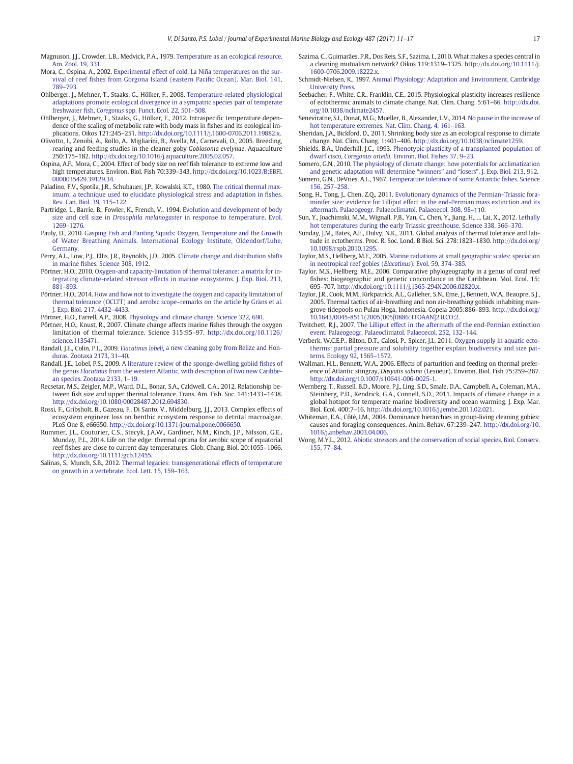Magnuson, J.J., Crowder, L.B., Medvick, P.A., 1979. Temperature as an ecological resource. Am. Zool. 19, 331.

Mora, C., Ospina, A., 2002. Experimental effect of cold, La Niña temperatures on the survival of reef fishes from Gorgona Island (eastern Pacific Ocean). Mar. Biol. 141, 789–793.

Ohlberger, J., Mehner, T., Staaks, G., Hölker, F., 2008. Temperature-related physiological adaptations promote ecological divergence in a sympatric species pair of temperate freshwater fish, *Coregonus* spp. Funct. Ecol. 22, 501–508.

Ohlberger, J., Mehner, T., Staaks, G., Hölker, F., 2012. Intraspecific temperature dependence of the scaling of metabolic rate with body mass in fishes and its ecological implications. Oikos 121:245–251. http://dx.doi.org/10.1111/j.1600-0706.2011.19882.x.

Olivotto, I., Zenobi, A., Rollo, A., Migliarini, B., Avella, M., Carnevali, O., 2005. Breeding, rearing and feeding studies in the cleaner goby *Gobiosoma evelynae*. Aquaculture 250:175–182. http://dx.doi.org/10.1016/j.aquaculture.2005.02.057.

Ospina, A.F., Mora, C., 2004. Effect of body size on reef fish tolerance to extreme low and high temperatures. Environ. Biol. Fish 70:339–343. http://dx.doi.org/10.1023/B:EBFI.0000035429.39129.34.

Paladino, F.V., Spotila, J.R., Schubauer, J.P., Kowalski, K.T., 1980. The critical thermal maximum: a technique used to elucidate physiological stress and adaptation in fishes. Rev. Can. Biol. 39, 115–122.

Partridge, L., Barrie, B., Fowler, K., French, V., 1994. Evolution and development of body size and cell size in *Drosophila melanogaster* in response to temperature. Evol. 1269–1276.

Pauly, D., 2010. Gasping Fish and Panting Squids: Oxygen, Temperature and the Growth of Water Breathing Animals. International Ecology Institute, Oldendorf/Luhe, Germany.

Perry, A.L., Low, P.J., Ellis, J.R., Reynolds, J.D., 2005. Climate change and distribution shifts in marine fishes. Science 308, 1912.

Pörtner, H.O., 2010. Oxygen-and capacity-limitation of thermal tolerance: a matrix for integrating climate-related stressor effects in marine ecosystems. J. Exp. Biol. 213, 881–893.

Pörtner, H.O., 2014. How and how not to investigate the oxygen and capacity limitation of thermal tolerance (OCLTT) and aerobic scope–remarks on the article by Gräns et al. J. Exp. Biol. 217, 4432–4433.

Pörtner, H.O., Farrell, A.P., 2008. Physiology and climate change. Science 322, 690.

Pörtner, H.O., Knust, R., 2007. Climate change affects marine fishes through the oxygen limitation of thermal tolerance. Science 315:95–97. http://dx.doi.org/10.1126/science.1135471.

Randall, J.E., Colin, P.L., 2009. *Elacatinus lobeli*, a new cleaning goby from Belize and Honduras. Zootaxa 2173, 31–40.

Randall, J.E., Lobel, P.S., 2009. A literature review of the sponge-dwelling gobiid fishes of the genus *Elacatinus* from the western Atlantic, with description of two new Caribbean species. Zootaxa 2133, 1–19.

Recsetar, M.S., Zeigler, M.P., Ward, D.L., Bonar, S.A., Caldwell, C.A., 2012. Relationship between fish size and upper thermal tolerance. Trans. Am. Fish. Soc. 141:1433–1438. http://dx.doi.org/10.1080/00028487.2012.694830.

Rossi, F., Gribsholt, B., Gazeau, F., Di Santo, V., Middelburg, J.J., 2013. Complex effects of ecosystem engineer loss on benthic ecosystem response to detrital macroalgae. PLoS One 8, e66650. http://dx.doi.org/10.1371/journal.pone.0066650.

Rummer, J.L., Couturier, C.S., Stecyk, J.A.W., Gardiner, N.M., Kinch, J.P., Nilsson, G.E., Munday, P.L., 2014. Life on the edge: thermal optima for aerobic scope of equatorial reef fishes are close to current day temperatures. Glob. Chang. Biol. 20:1055–1066. http://dx.doi.org/10.1111/gcb.12455.

Salinas, S., Munch, S.B., 2012. Thermal legacies: transgenerational effects of temperature on growth in a vertebrate. Ecol. Lett. 15, 159–163.

Sazima, C., Guimarães, P.R., Dos Reis, S.F., Sazima, I., 2010. What makes a species central in a cleaning mutualism network? Oikos 119:1319–1325. http://dx.doi.org/10.1111/j.1600-0706.2009.18222.x.

Schmidt-Nielsen, K., 1997. Animal Physiology: Adaptation and Environment. Cambridge University Press.

Seebacher, F., White, C.R., Franklin, C.E., 2015. Physiological plasticity increases resilience of ectothermic animals to climate change. Nat. Clim. Chang. 5:61–66. http://dx.doi.org/10.1038/nclimate2457.

Seneviratne, S.I., Donat, M.G., Mueller, B., Alexander, L.V., 2014. No pause in the increase of hot temperature extremes. Nat. Clim. Chang. 4, 161–163.

Sheridan, J.A., Bickford, D., 2011. Shrinking body size as an ecological response to climate change. Nat. Clim. Chang. 1:401–406. http://dx.doi.org/10.1038/nclimate1259.

Shields, B.A., Underhill, J.C., 1993. Phenotypic plasticity of a transplanted population of dwarf cisco, *Coregonus artedii*. Environ. Biol. Fishes 37, 9–23.

Somero, G.N., 2010. The physiology of climate change: how potentials for acclimatization and genetic adaptation will determine "winners" and "losers". J. Exp. Biol. 213, 912.

Somero, G.N., DeVries, A.L., 1967. Temperature tolerance of some Antarctic fishes. Science 156, 257–258.

Song, H., Tong, J., Chen, Z.Q., 2011. Evolutionary dynamics of the Permian–Triassic foraminifer size: evidence for Lilliput effect in the end-Permian mass extinction and its aftermath. Palaeogeogr. Palaeoclimatol. Palaeoecol. 308, 98–110.

Sun, Y., Joachimski, M.M., Wignall, P.B., Yan, C., Chen, Y., Jiang, H., ... Lai, X., 2012. Lethally hot temperatures during the early Triassic greenhouse. Science 338, 366–370.

Sunday, J.M., Bates, A.E., Dulvy, N.K., 2011. Global analysis of thermal tolerance and latitude in ectotherms. Proc. R. Soc. Lond. B Biol. Sci. 278:1823–1830. http://dx.doi.org/10.1098/rspb.2010.1295.

Taylor, M.S., Hellberg, M.E., 2005. Marine radiations at small geographic scales: speciation in neotropical reef gobies (*Elacatinus*). Evol. 59, 374–385.

Taylor, M.S., Hellberg, M.E., 2006. Comparative phylogeography in a genus of coral reef fishes: biogeographic and genetic concordance in the Caribbean. Mol. Ecol. 15: 695–707. http://dx.doi.org/10.1111/j.1365-294X.2006.02820.x.

Taylor, J.R., Cook, M.M., Kirkpatrick, A.L., Galleher, S.N., Eme, J., Bennett, W.A., Beaupre, S.J., 2005. Thermal tactics of air-breathing and non air-breathing gobiids inhabiting mangrove tidepools on Pulau Hoga, Indonesia. Copeia 2005:886–893. http://dx.doi.org/10.1643/0045-8511(2005)005[0886:TTOAAN]2.0.CO;2.

Twitchett, R.J., 2007. The Lilliput effect in the aftermath of the end-Permian extinction event. Palaeogeogr. Palaeoclimatol. Palaeoecol. 252, 132–144.

Verberk, W.C.E.P., Bilton, D.T., Calosi, P., Spicer, J.I., 2011. Oxygen supply in aquatic ectotherms: partial pressure and solubility together explain biodiversity and size patterns. Ecology 92, 1565–1572.

Wallman, H.L., Bennett, W.A., 2006. Effects of parturition and feeding on thermal preference of Atlantic stingray, *Dasyatis sabina* (Lesueur). Environ. Biol. Fish 75:259–267. http://dx.doi.org/10.1007/s10641-006-0025-1.

Wernberg, T., Russell, B.D., Moore, P.J., Ling, S.D., Smale, D.A., Campbell, A., Coleman, M.A., Steinberg, P.D., Kendrick, G.A., Connell, S.D., 2011. Impacts of climate change in a global hotspot for temperate marine biodiversity and ocean warming. J. Exp. Mar. Biol. Ecol. 400:7–16. http://dx.doi.org/10.1016/j.jembe.2011.02.021.

Whiteman, E.A., Côté, I.M., 2004. Dominance hierarchies in group-living cleaning gobies: causes and foraging consequences. Anim. Behav. 67:239–247. http://dx.doi.org/10.1016/j.anbehav.2003.04.006.

Wong, M.Y.L., 2012. Abiotic stressors and the conservation of social species. Biol. Conserv. 155, 77–84.